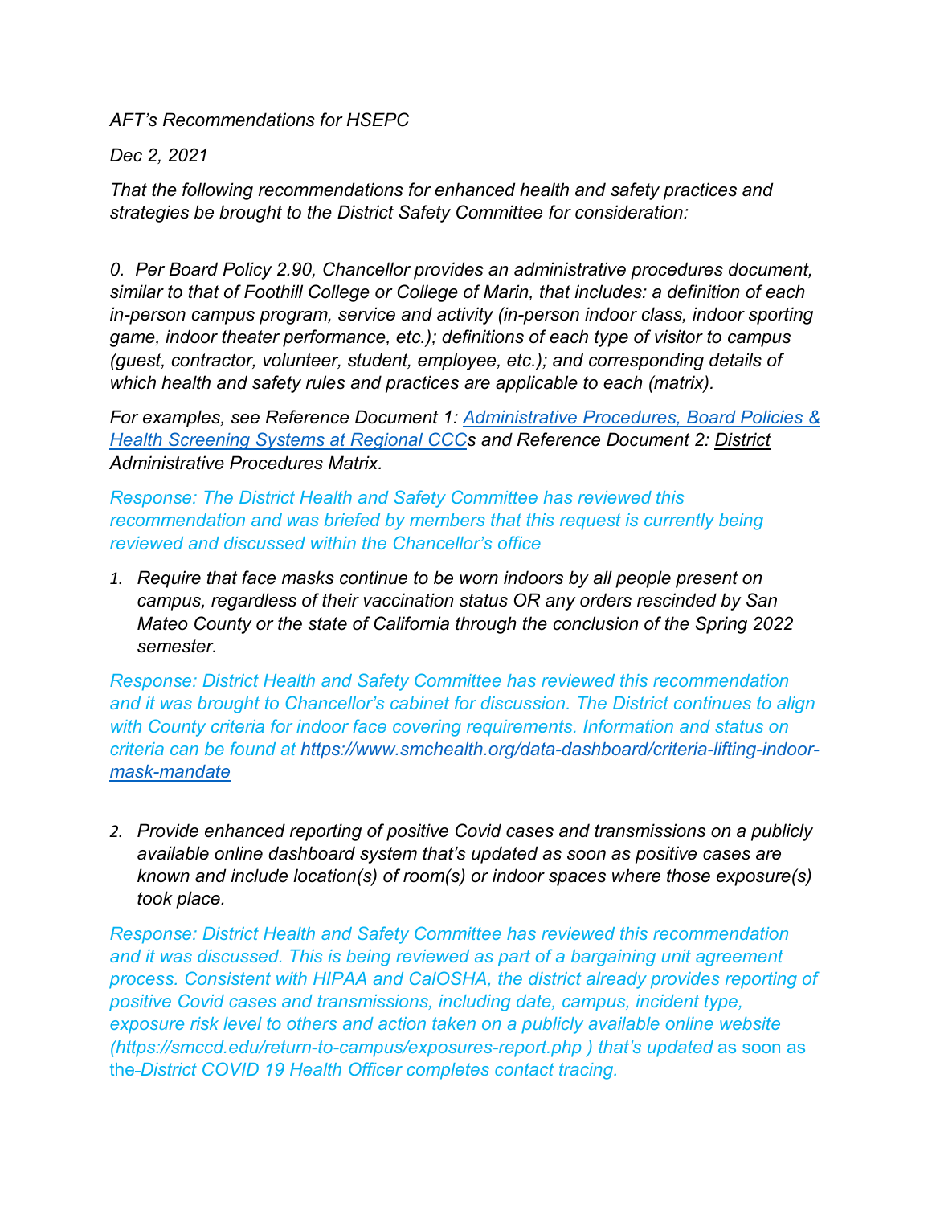*AFT's Recommendations for HSEPC*

*Dec 2, 2021*

*That the following recommendations for enhanced health and safety practices and strategies be brought to the District Safety Committee for consideration:*

*0. Per Board Policy 2.90, Chancellor provides an administrative procedures document, similar to that of Foothill College or College of Marin, that includes: a definition of each in-person campus program, service and activity (in-person indoor class, indoor sporting game, indoor theater performance, etc.); definitions of each type of visitor to campus (guest, contractor, volunteer, student, employee, etc.); and corresponding details of which health and safety rules and practices are applicable to each (matrix).*

*For examples, see Reference Document 1: Administrative Procedures, Board Policies & Health Screening Systems at Regional CCCs and Reference Document 2: District Administrative Procedures Matrix.*

*Response: The District Health and Safety Committee has reviewed this recommendation and was briefed by members that this request is currently being reviewed and discussed within the Chancellor's office*

1. *Require that face masks continue to be worn indoors by all people present on campus, regardless of their vaccination status OR any orders rescinded by San Mateo County or the state of California through the conclusion of the Spring 2022 semester.*

*Response: District Health and Safety Committee has reviewed this recommendation and it was brought to Chancellor's cabinet for discussion. The District continues to align with County criteria for indoor face covering requirements. Information and status on criteria can be found at https://www.smchealth.org/data-dashboard/criteria-lifting-indoor-mask-mandate*

2. *Provide enhanced reporting of positive Covid cases and transmissions on a publicly available online dashboard system that's updated as soon as positive cases are known and include location(s) of room(s) or indoor spaces where those exposure(s) took place.*

*Response: District Health and Safety Committee has reviewed this recommendation and it was discussed. This is being reviewed as part of a bargaining unit agreement process. Consistent with HIPAA and CalOSHA, the district already provides reporting of positive Covid cases and transmissions, including date, campus, incident type, exposure risk level to others and action taken on a publicly available online website (https://smccd.edu/return-to-campus/exposures-report.php ) that's updated* as soon as the *District COVID 19 Health Officer completes contact tracing.*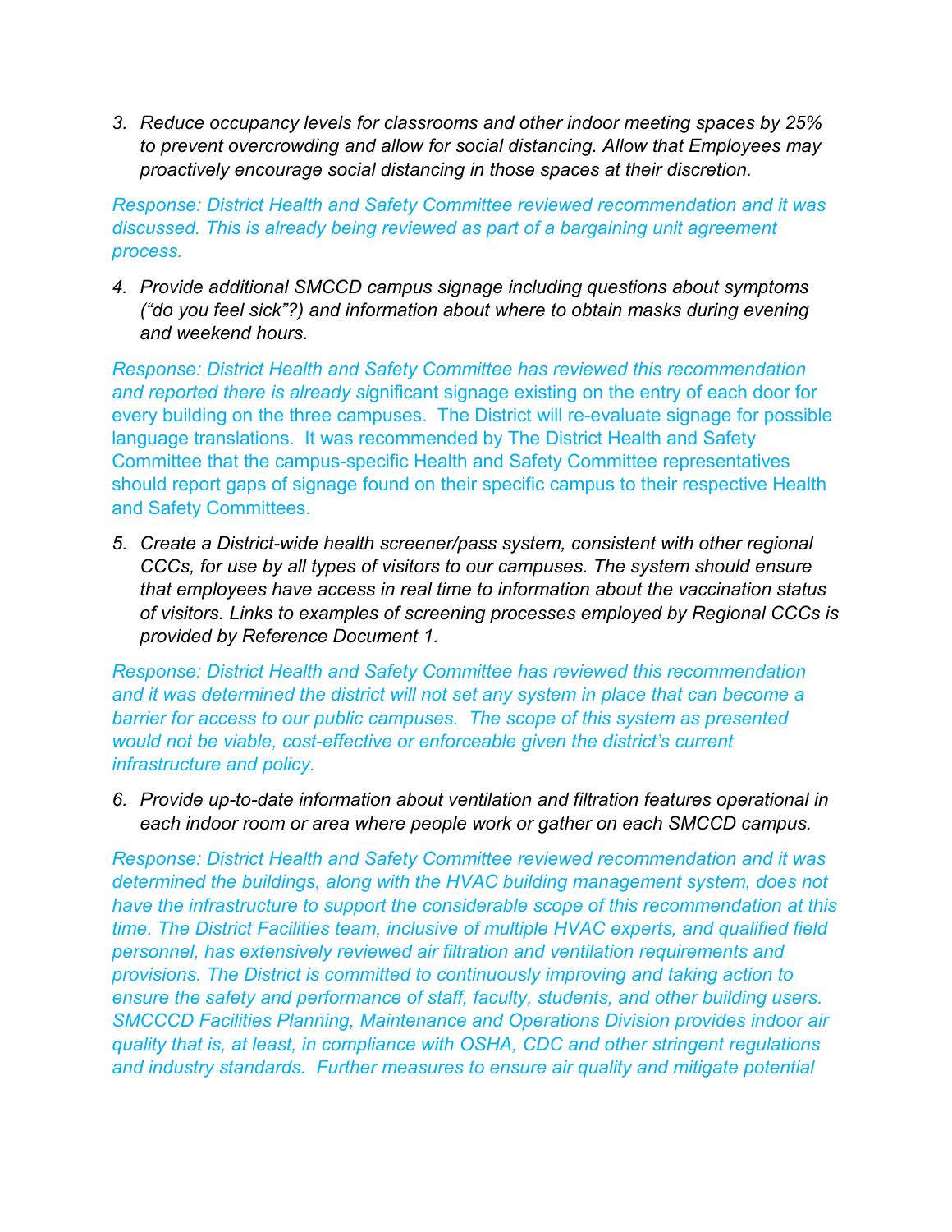3. *Reduce occupancy levels for classrooms and other indoor meeting spaces by 25% to prevent overcrowding and allow for social distancing. Allow that Employees may proactively encourage social distancing in those spaces at their discretion.*

*Response: District Health and Safety Committee reviewed recommendation and it was discussed. This is already being reviewed as part of a bargaining unit agreement process.*

4. *Provide additional SMCCD campus signage including questions about symptoms ("do you feel sick"?) and information about where to obtain masks during evening and weekend hours.*

*Response: District Health and Safety Committee has reviewed this recommendation and reported there is already si*gnificant signage existing on the entry of each door for every building on the three campuses. The District will re-evaluate signage for possible language translations. It was recommended by The District Health and Safety Committee that the campus-specific Health and Safety Committee representatives should report gaps of signage found on their specific campus to their respective Health and Safety Committees.

5. *Create a District-wide health screener/pass system, consistent with other regional CCCs, for use by all types of visitors to our campuses. The system should ensure that employees have access in real time to information about the vaccination status of visitors. Links to examples of screening processes employed by Regional CCCs is provided by Reference Document 1.*

*Response: District Health and Safety Committee has reviewed this recommendation and it was determined the district will not set any system in place that can become a barrier for access to our public campuses. The scope of this system as presented would not be viable, cost-effective or enforceable given the district's current infrastructure and policy.*

6. *Provide up-to-date information about ventilation and filtration features operational in each indoor room or area where people work or gather on each SMCCD campus.*

*Response: District Health and Safety Committee reviewed recommendation and it was determined the buildings, along with the HVAC building management system, does not have the infrastructure to support the considerable scope of this recommendation at this time. The District Facilities team, inclusive of multiple HVAC experts, and qualified field personnel, has extensively reviewed air filtration and ventilation requirements and provisions. The District is committed to continuously improving and taking action to ensure the safety and performance of staff, faculty, students, and other building users. SMCCCD Facilities Planning, Maintenance and Operations Division provides indoor air quality that is, at least, in compliance with OSHA, CDC and other stringent regulations and industry standards. Further measures to ensure air quality and mitigate potential*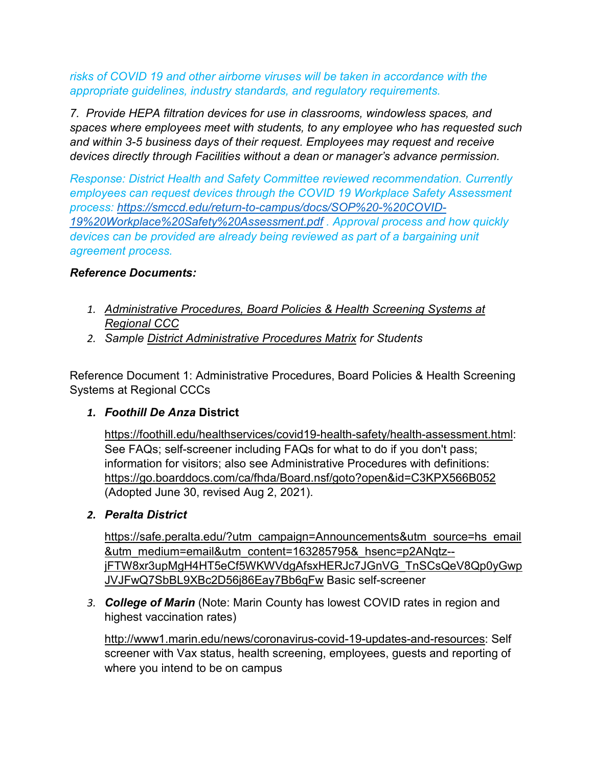*risks of COVID 19 and other airborne viruses will be taken in accordance with the appropriate guidelines, industry standards, and regulatory requirements.*

*7. Provide HEPA filtration devices for use in classrooms, windowless spaces, and spaces where employees meet with students, to any employee who has requested such and within 3-5 business days of their request. Employees may request and receive devices directly through Facilities without a dean or manager's advance permission.*

*Response: District Health and Safety Committee reviewed recommendation. Currently employees can request devices through the COVID 19 Workplace Safety Assessment process: https://smccd.edu/return-to-campus/docs/SOP%20-%20COVID-19%20Workplace%20Safety%20Assessment.pdf . Approval process and how quickly devices can be provided are already being reviewed as part of a bargaining unit agreement process.*

***Reference Documents:***

1. *Administrative Procedures, Board Policies & Health Screening Systems at Regional CCC*
2. *Sample District Administrative Procedures Matrix for Students*

Reference Document 1: Administrative Procedures, Board Policies & Health Screening Systems at Regional CCCs

1. ***Foothill De Anza* District**

   https://foothill.edu/healthservices/covid19-health-safety/health-assessment.html: See FAQs; self-screener including FAQs for what to do if you don't pass; information for visitors; also see Administrative Procedures with definitions: https://go.boarddocs.com/ca/fhda/Board.nsf/goto?open&id=C3KPX566B052 (Adopted June 30, revised Aug 2, 2021).

2. ***Peralta District***

   https://safe.peralta.edu/?utm_campaign=Announcements&utm_source=hs_email&utm_medium=email&utm_content=163285795&_hsenc=p2ANqtz--jFTW8xr3upMgH4HT5eCf5WKWVdgAfsxHERJc7JGnVG_TnSCsQeV8Qp0yGwpJVJFwQ7SbBL9XBc2D56j86Eay7Bb6qFw Basic self-screener

3. ***College of Marin*** (Note: Marin County has lowest COVID rates in region and highest vaccination rates)

   http://www1.marin.edu/news/coronavirus-covid-19-updates-and-resources: Self screener with Vax status, health screening, employees, guests and reporting of where you intend to be on campus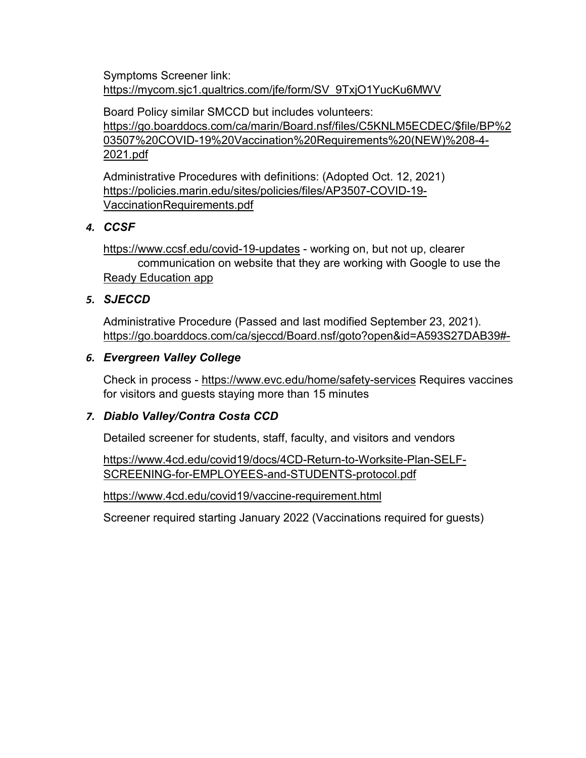Symptoms Screener link:
https://mycom.sjc1.qualtrics.com/jfe/form/SV_9TxjO1YucKu6MWV

Board Policy similar SMCCD but includes volunteers:
https://go.boarddocs.com/ca/marin/Board.nsf/files/C5KNLM5ECDEC/$file/BP%203507%20COVID-19%20Vaccination%20Requirements%20(NEW)%208-4-2021.pdf

Administrative Procedures with definitions: (Adopted Oct. 12, 2021)
https://policies.marin.edu/sites/policies/files/AP3507-COVID-19-VaccinationRequirements.pdf

4. ***CCSF***

https://www.ccsf.edu/covid-19-updates - working on, but not up, clearer communication on website that they are working with Google to use the Ready Education app

5. ***SJECCD***

Administrative Procedure (Passed and last modified September 23, 2021).
https://go.boarddocs.com/ca/sjeccd/Board.nsf/goto?open&id=A593S27DAB39#-

6. ***Evergreen Valley College***

Check in process - https://www.evc.edu/home/safety-services Requires vaccines for visitors and guests staying more than 15 minutes

7. ***Diablo Valley/Contra Costa CCD***

Detailed screener for students, staff, faculty, and visitors and vendors

https://www.4cd.edu/covid19/docs/4CD-Return-to-Worksite-Plan-SELF-SCREENING-for-EMPLOYEES-and-STUDENTS-protocol.pdf

https://www.4cd.edu/covid19/vaccine-requirement.html

Screener required starting January 2022 (Vaccinations required for guests)